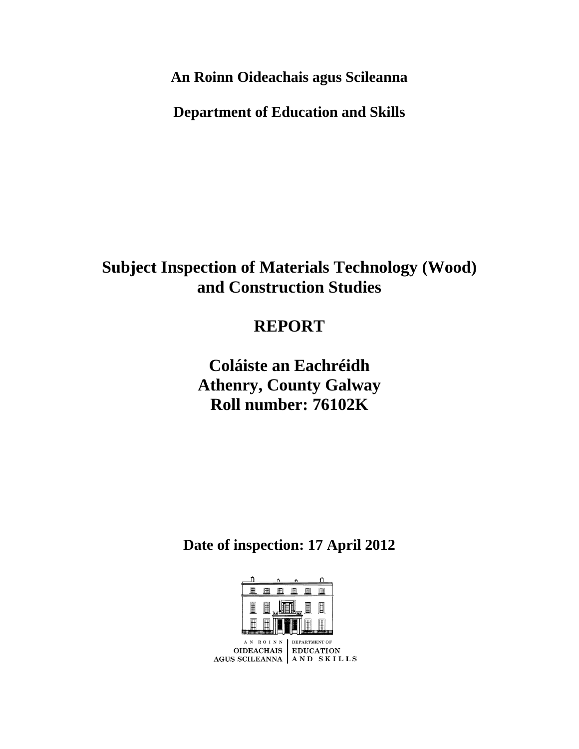**An Roinn Oideachais agus Scileanna**

**Department of Education and Skills**

# Subject Inspection of Materials Technology (Wood) and Construction Studies

# REPORT

## Coláiste an Eachréidh
## Athenry, County Galway
## Roll number: 76102K

**Date of inspection: 17 April 2012**

AN ROINN OIDEACHAIS AGUS SCILEANNA | DEPARTMENT OF EDUCATION AND SKILLS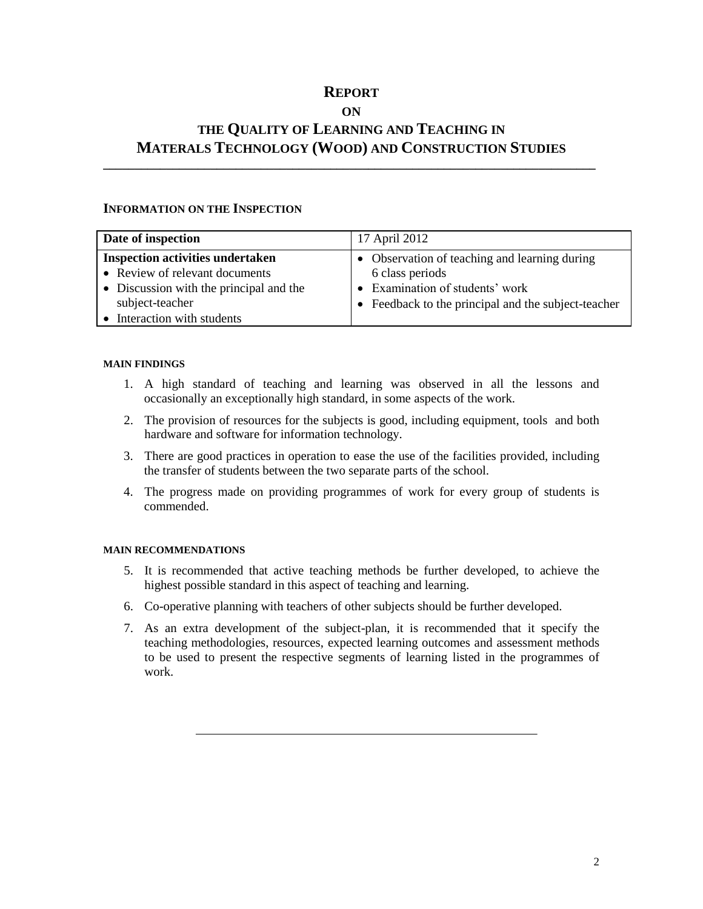# REPORT

## ON

# THE QUALITY OF LEARNING AND TEACHING IN MATERALS TECHNOLOGY (WOOD) AND CONSTRUCTION STUDIES

## INFORMATION ON THE INSPECTION

| Date of inspection | 17 April 2012 |
|---|---|
| **Inspection activities undertaken**<br>• Review of relevant documents<br>• Discussion with the principal and the subject-teacher<br>• Interaction with students | • Observation of teaching and learning during 6 class periods<br>• Examination of students' work<br>• Feedback to the principal and the subject-teacher |

### MAIN FINDINGS

1. A high standard of teaching and learning was observed in all the lessons and occasionally an exceptionally high standard, in some aspects of the work.
2. The provision of resources for the subjects is good, including equipment, tools and both hardware and software for information technology.
3. There are good practices in operation to ease the use of the facilities provided, including the transfer of students between the two separate parts of the school.
4. The progress made on providing programmes of work for every group of students is commended.

### MAIN RECOMMENDATIONS

5. It is recommended that active teaching methods be further developed, to achieve the highest possible standard in this aspect of teaching and learning.
6. Co-operative planning with teachers of other subjects should be further developed.
7. As an extra development of the subject-plan, it is recommended that it specify the teaching methodologies, resources, expected learning outcomes and assessment methods to be used to present the respective segments of learning listed in the programmes of work.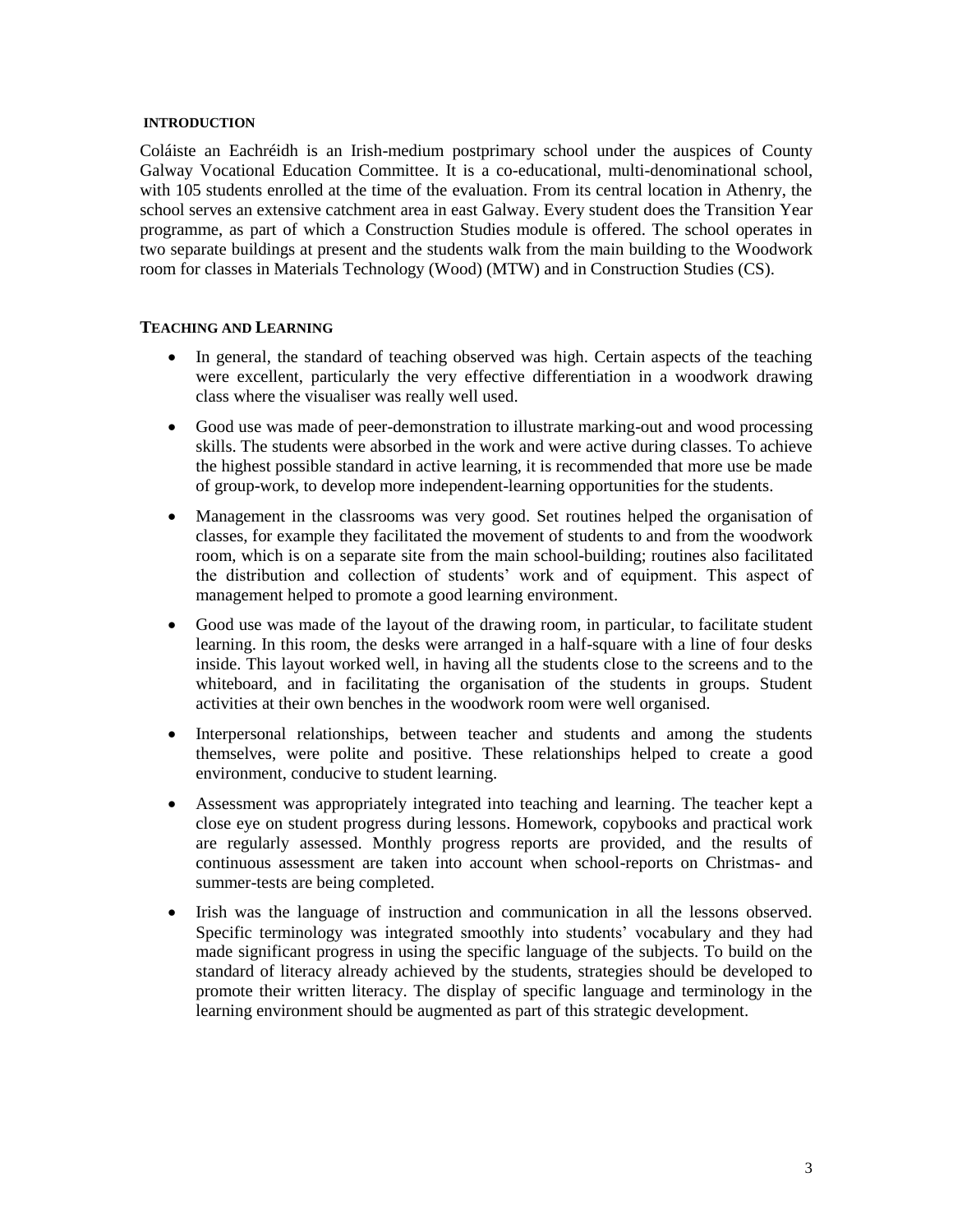## INTRODUCTION

Coláiste an Eachréidh is an Irish-medium postprimary school under the auspices of County Galway Vocational Education Committee. It is a co-educational, multi-denominational school, with 105 students enrolled at the time of the evaluation. From its central location in Athenry, the school serves an extensive catchment area in east Galway. Every student does the Transition Year programme, as part of which a Construction Studies module is offered. The school operates in two separate buildings at present and the students walk from the main building to the Woodwork room for classes in Materials Technology (Wood) (MTW) and in Construction Studies (CS).

## TEACHING AND LEARNING

- In general, the standard of teaching observed was high. Certain aspects of the teaching were excellent, particularly the very effective differentiation in a woodwork drawing class where the visualiser was really well used.
- Good use was made of peer-demonstration to illustrate marking-out and wood processing skills. The students were absorbed in the work and were active during classes. To achieve the highest possible standard in active learning, it is recommended that more use be made of group-work, to develop more independent-learning opportunities for the students.
- Management in the classrooms was very good. Set routines helped the organisation of classes, for example they facilitated the movement of students to and from the woodwork room, which is on a separate site from the main school-building; routines also facilitated the distribution and collection of students' work and of equipment. This aspect of management helped to promote a good learning environment.
- Good use was made of the layout of the drawing room, in particular, to facilitate student learning. In this room, the desks were arranged in a half-square with a line of four desks inside. This layout worked well, in having all the students close to the screens and to the whiteboard, and in facilitating the organisation of the students in groups. Student activities at their own benches in the woodwork room were well organised.
- Interpersonal relationships, between teacher and students and among the students themselves, were polite and positive. These relationships helped to create a good environment, conducive to student learning.
- Assessment was appropriately integrated into teaching and learning. The teacher kept a close eye on student progress during lessons. Homework, copybooks and practical work are regularly assessed. Monthly progress reports are provided, and the results of continuous assessment are taken into account when school-reports on Christmas- and summer-tests are being completed.
- Irish was the language of instruction and communication in all the lessons observed. Specific terminology was integrated smoothly into students' vocabulary and they had made significant progress in using the specific language of the subjects. To build on the standard of literacy already achieved by the students, strategies should be developed to promote their written literacy. The display of specific language and terminology in the learning environment should be augmented as part of this strategic development.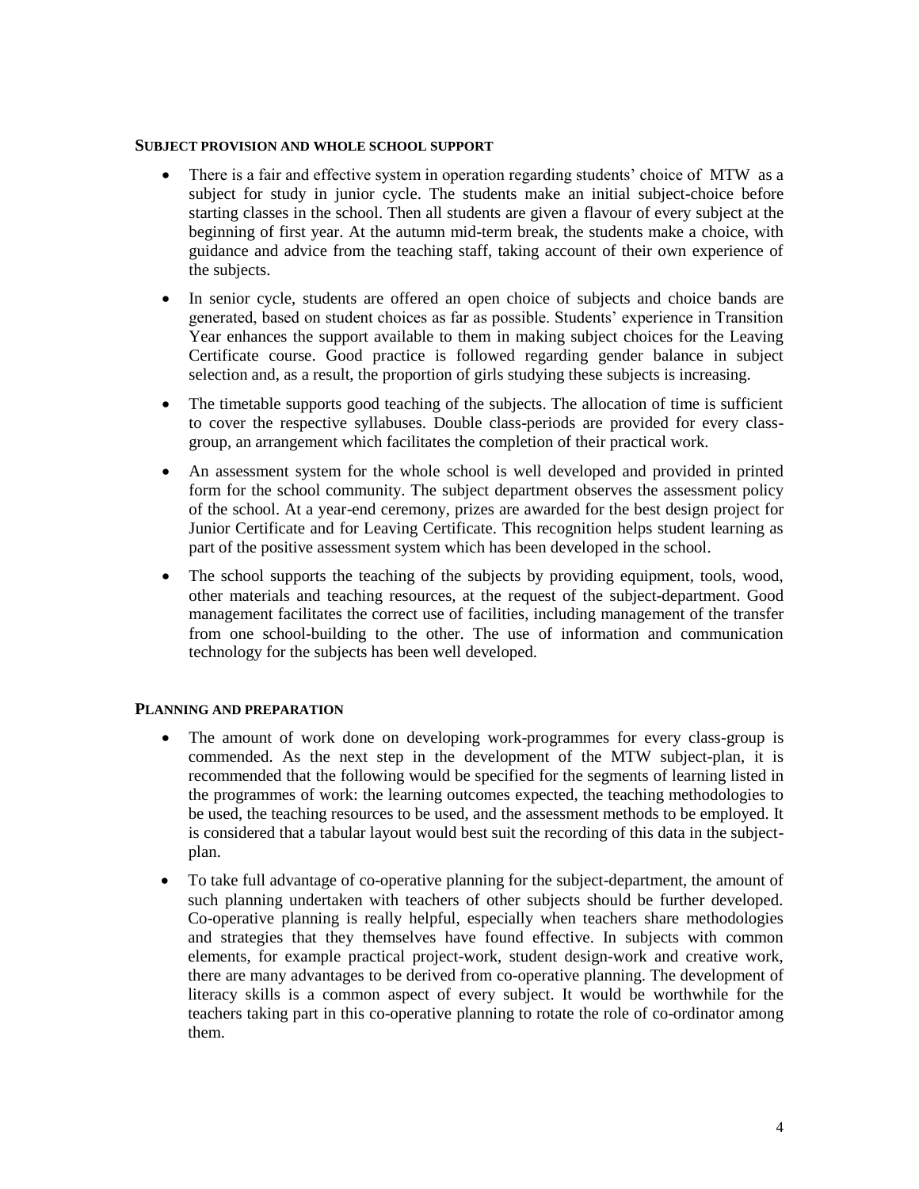## Subject provision and whole school support

- There is a fair and effective system in operation regarding students' choice of MTW as a subject for study in junior cycle. The students make an initial subject-choice before starting classes in the school. Then all students are given a flavour of every subject at the beginning of first year. At the autumn mid-term break, the students make a choice, with guidance and advice from the teaching staff, taking account of their own experience of the subjects.
- In senior cycle, students are offered an open choice of subjects and choice bands are generated, based on student choices as far as possible. Students' experience in Transition Year enhances the support available to them in making subject choices for the Leaving Certificate course. Good practice is followed regarding gender balance in subject selection and, as a result, the proportion of girls studying these subjects is increasing.
- The timetable supports good teaching of the subjects. The allocation of time is sufficient to cover the respective syllabuses. Double class-periods are provided for every class-group, an arrangement which facilitates the completion of their practical work.
- An assessment system for the whole school is well developed and provided in printed form for the school community. The subject department observes the assessment policy of the school. At a year-end ceremony, prizes are awarded for the best design project for Junior Certificate and for Leaving Certificate. This recognition helps student learning as part of the positive assessment system which has been developed in the school.
- The school supports the teaching of the subjects by providing equipment, tools, wood, other materials and teaching resources, at the request of the subject-department. Good management facilitates the correct use of facilities, including management of the transfer from one school-building to the other. The use of information and communication technology for the subjects has been well developed.

## Planning and preparation

- The amount of work done on developing work-programmes for every class-group is commended. As the next step in the development of the MTW subject-plan, it is recommended that the following would be specified for the segments of learning listed in the programmes of work: the learning outcomes expected, the teaching methodologies to be used, the teaching resources to be used, and the assessment methods to be employed. It is considered that a tabular layout would best suit the recording of this data in the subject-plan.
- To take full advantage of co-operative planning for the subject-department, the amount of such planning undertaken with teachers of other subjects should be further developed. Co-operative planning is really helpful, especially when teachers share methodologies and strategies that they themselves have found effective. In subjects with common elements, for example practical project-work, student design-work and creative work, there are many advantages to be derived from co-operative planning. The development of literacy skills is a common aspect of every subject. It would be worthwhile for the teachers taking part in this co-operative planning to rotate the role of co-ordinator among them.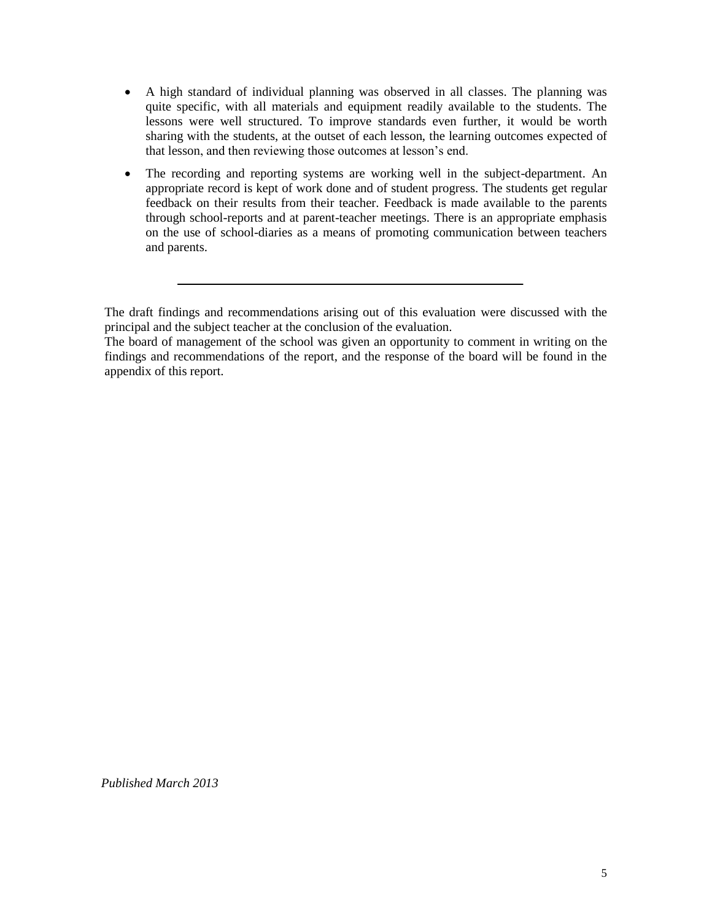- A high standard of individual planning was observed in all classes. The planning was quite specific, with all materials and equipment readily available to the students. The lessons were well structured. To improve standards even further, it would be worth sharing with the students, at the outset of each lesson, the learning outcomes expected of that lesson, and then reviewing those outcomes at lesson's end.
- The recording and reporting systems are working well in the subject-department. An appropriate record is kept of work done and of student progress. The students get regular feedback on their results from their teacher. Feedback is made available to the parents through school-reports and at parent-teacher meetings. There is an appropriate emphasis on the use of school-diaries as a means of promoting communication between teachers and parents.

---

The draft findings and recommendations arising out of this evaluation were discussed with the principal and the subject teacher at the conclusion of the evaluation.
The board of management of the school was given an opportunity to comment in writing on the findings and recommendations of the report, and the response of the board will be found in the appendix of this report.

*Published March 2013*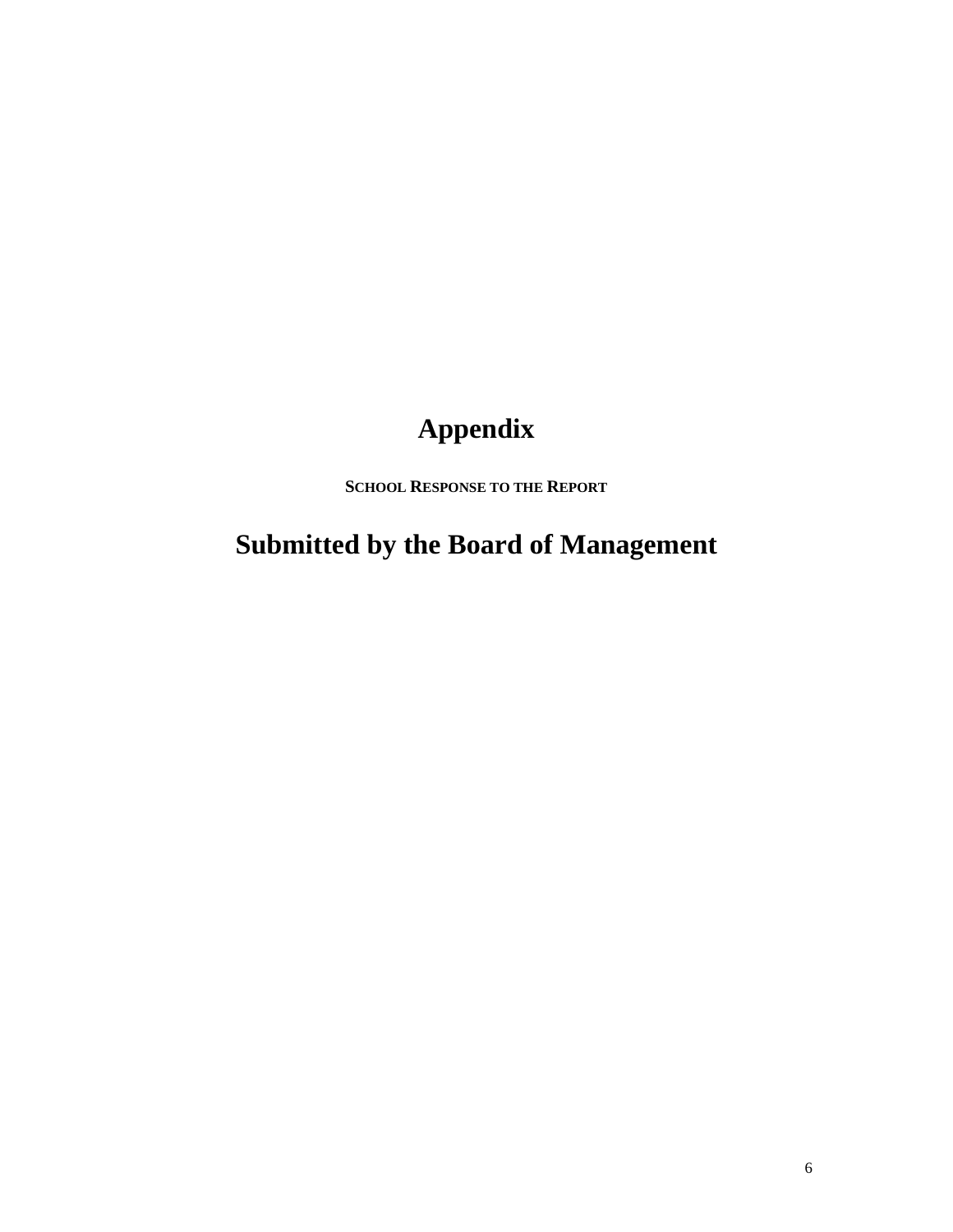# Appendix

**SCHOOL RESPONSE TO THE REPORT**

# Submitted by the Board of Management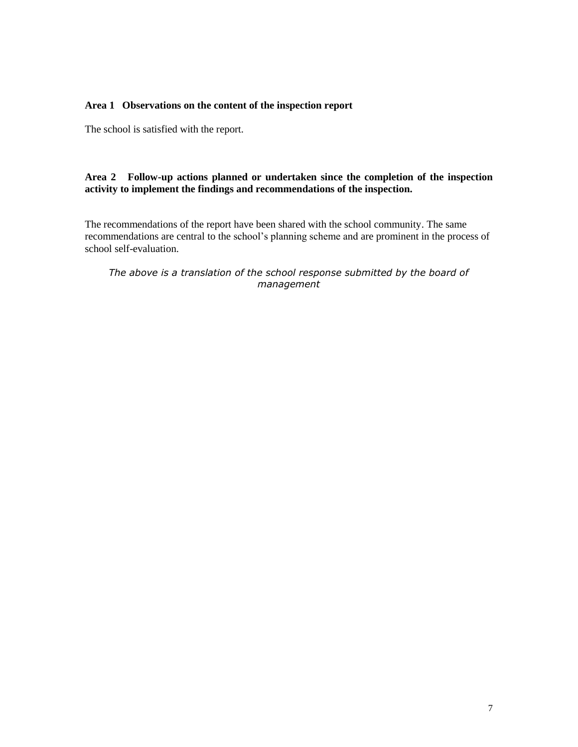**Area 1 Observations on the content of the inspection report**

The school is satisfied with the report.

**Area 2 Follow-up actions planned or undertaken since the completion of the inspection activity to implement the findings and recommendations of the inspection.**

The recommendations of the report have been shared with the school community. The same recommendations are central to the school's planning scheme and are prominent in the process of school self-evaluation.

*The above is a translation of the school response submitted by the board of management*